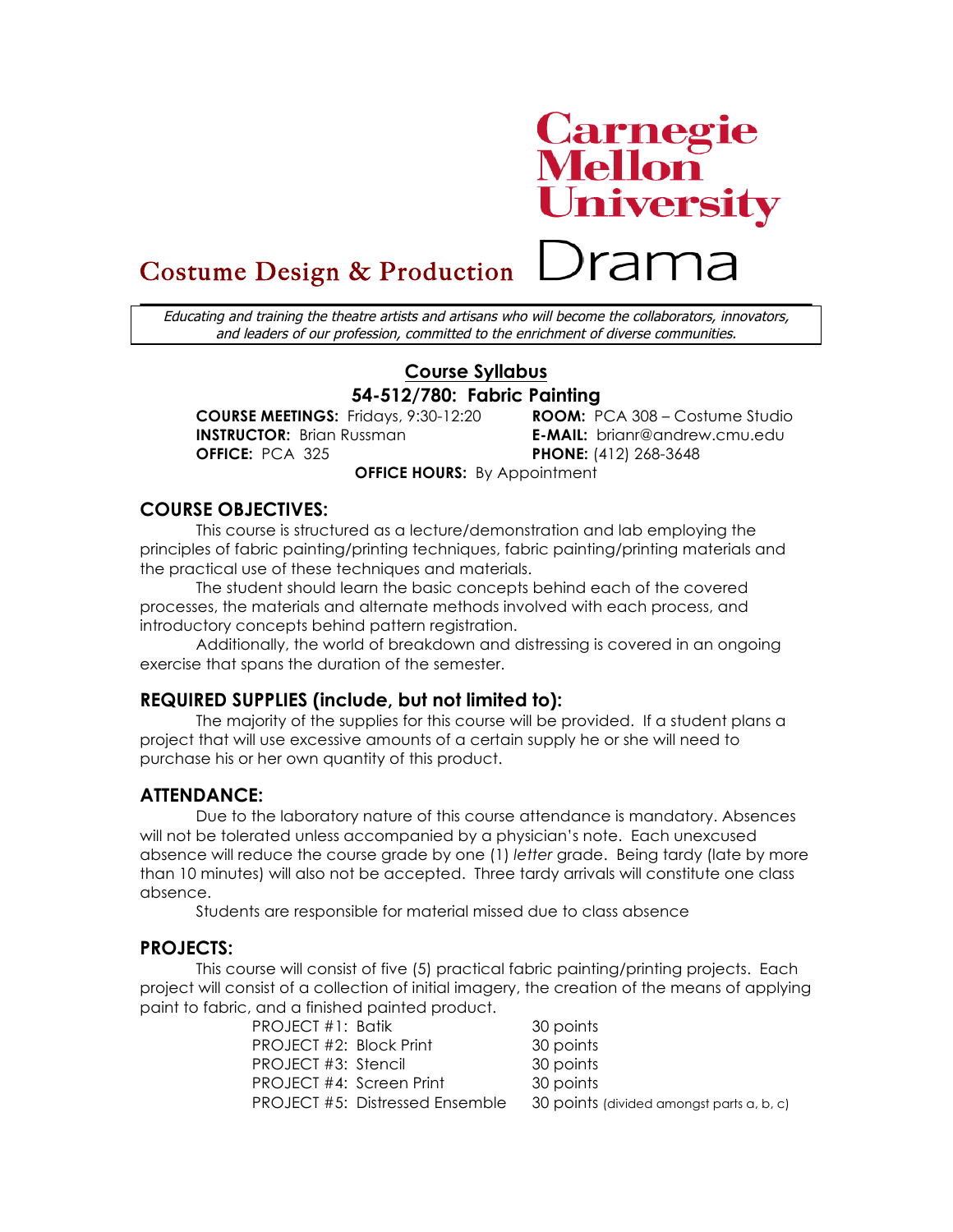Carnegie Mellon University

Costume Design & Production Drama

*Educating and training the theatre artists and artisans who will become the collaborators, innovators, and leaders of our profession, committed to the enrichment of diverse communities.*

## Course Syllabus

## 54-512/780: Fabric Painting

**COURSE MEETINGS:** Fridays, 9:30-12:20
**ROOM:** PCA 308 – Costume Studio
**INSTRUCTOR:** Brian Russman
**E-MAIL:** brianr@andrew.cmu.edu
**OFFICE:** PCA 325
**PHONE:** (412) 268-3648
**OFFICE HOURS:** By Appointment

## COURSE OBJECTIVES:

This course is structured as a lecture/demonstration and lab employing the principles of fabric painting/printing techniques, fabric painting/printing materials and the practical use of these techniques and materials.

The student should learn the basic concepts behind each of the covered processes, the materials and alternate methods involved with each process, and introductory concepts behind pattern registration.

Additionally, the world of breakdown and distressing is covered in an ongoing exercise that spans the duration of the semester.

## REQUIRED SUPPLIES (include, but not limited to):

The majority of the supplies for this course will be provided. If a student plans a project that will use excessive amounts of a certain supply he or she will need to purchase his or her own quantity of this product.

## ATTENDANCE:

Due to the laboratory nature of this course attendance is mandatory. Absences will not be tolerated unless accompanied by a physician's note. Each unexcused absence will reduce the course grade by one (1) *letter* grade. Being tardy (late by more than 10 minutes) will also not be accepted. Three tardy arrivals will constitute one class absence.

Students are responsible for material missed due to class absence

## PROJECTS:

This course will consist of five (5) practical fabric painting/printing projects. Each project will consist of a collection of initial imagery, the creation of the means of applying paint to fabric, and a finished painted product.

| | |
|---|---|
| PROJECT #1: Batik | 30 points |
| PROJECT #2: Block Print | 30 points |
| PROJECT #3: Stencil | 30 points |
| PROJECT #4: Screen Print | 30 points |
| PROJECT #5: Distressed Ensemble | 30 points (divided amongst parts a, b, c) |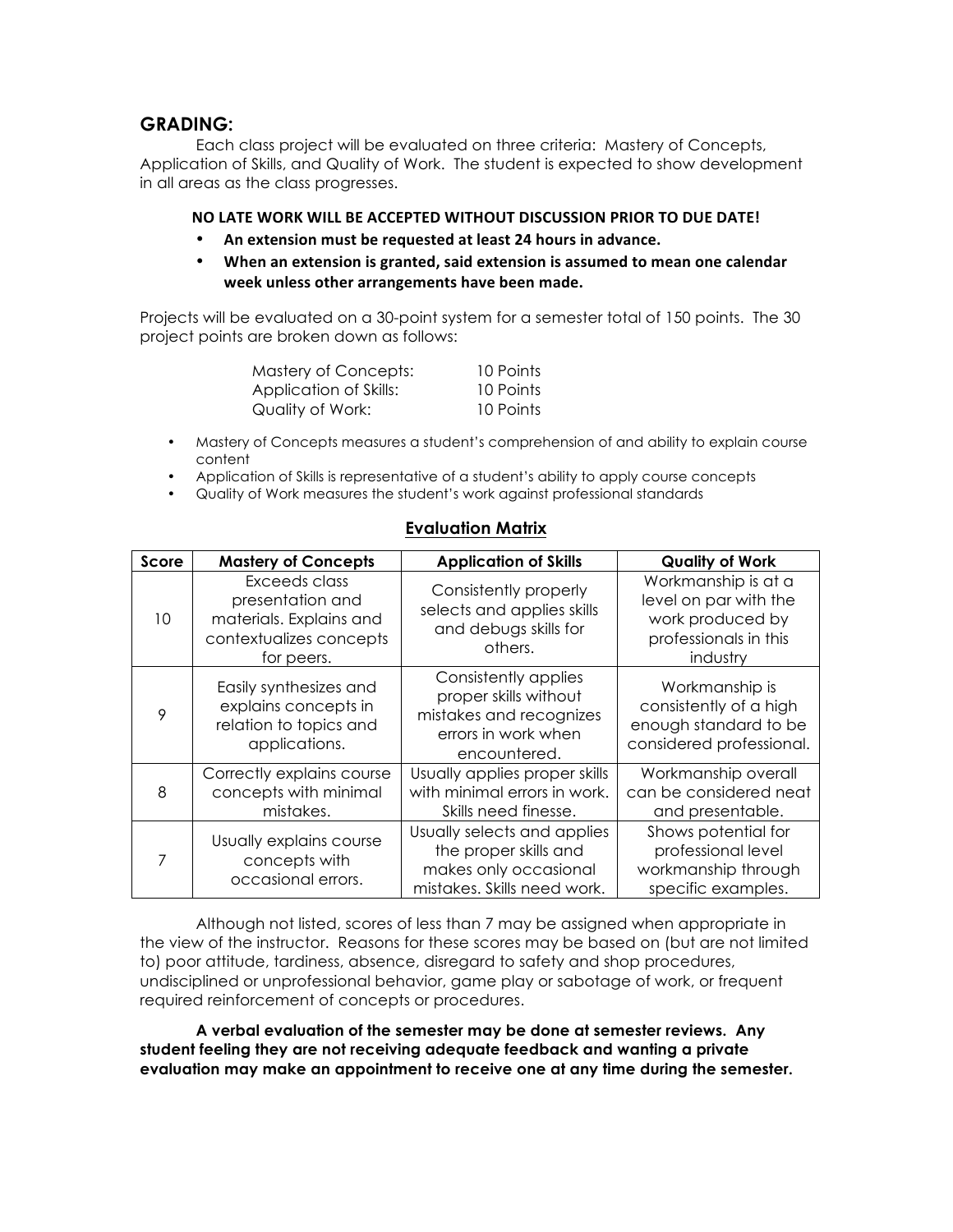## GRADING:

Each class project will be evaluated on three criteria: Mastery of Concepts, Application of Skills, and Quality of Work. The student is expected to show development in all areas as the class progresses.

**NO LATE WORK WILL BE ACCEPTED WITHOUT DISCUSSION PRIOR TO DUE DATE!**

- **An extension must be requested at least 24 hours in advance.**
- **When an extension is granted, said extension is assumed to mean one calendar week unless other arrangements have been made.**

Projects will be evaluated on a 30-point system for a semester total of 150 points. The 30 project points are broken down as follows:

| | |
|---|---|
| Mastery of Concepts: | 10 Points |
| Application of Skills: | 10 Points |
| Quality of Work: | 10 Points |

- Mastery of Concepts measures a student's comprehension of and ability to explain course content
- Application of Skills is representative of a student's ability to apply course concepts
- Quality of Work measures the student's work against professional standards

**Evaluation Matrix**

| Score | Mastery of Concepts | Application of Skills | Quality of Work |
|---|---|---|---|
| 10 | Exceeds class presentation and materials. Explains and contextualizes concepts for peers. | Consistently properly selects and applies skills and debugs skills for others. | Workmanship is at a level on par with the work produced by professionals in this industry |
| 9 | Easily synthesizes and explains concepts in relation to topics and applications. | Consistently applies proper skills without mistakes and recognizes errors in work when encountered. | Workmanship is consistently of a high enough standard to be considered professional. |
| 8 | Correctly explains course concepts with minimal mistakes. | Usually applies proper skills with minimal errors in work. Skills need finesse. | Workmanship overall can be considered neat and presentable. |
| 7 | Usually explains course concepts with occasional errors. | Usually selects and applies the proper skills and makes only occasional mistakes. Skills need work. | Shows potential for professional level workmanship through specific examples. |

Although not listed, scores of less than 7 may be assigned when appropriate in the view of the instructor. Reasons for these scores may be based on (but are not limited to) poor attitude, tardiness, absence, disregard to safety and shop procedures, undisciplined or unprofessional behavior, game play or sabotage of work, or frequent required reinforcement of concepts or procedures.

**A verbal evaluation of the semester may be done at semester reviews. Any student feeling they are not receiving adequate feedback and wanting a private evaluation may make an appointment to receive one at any time during the semester.**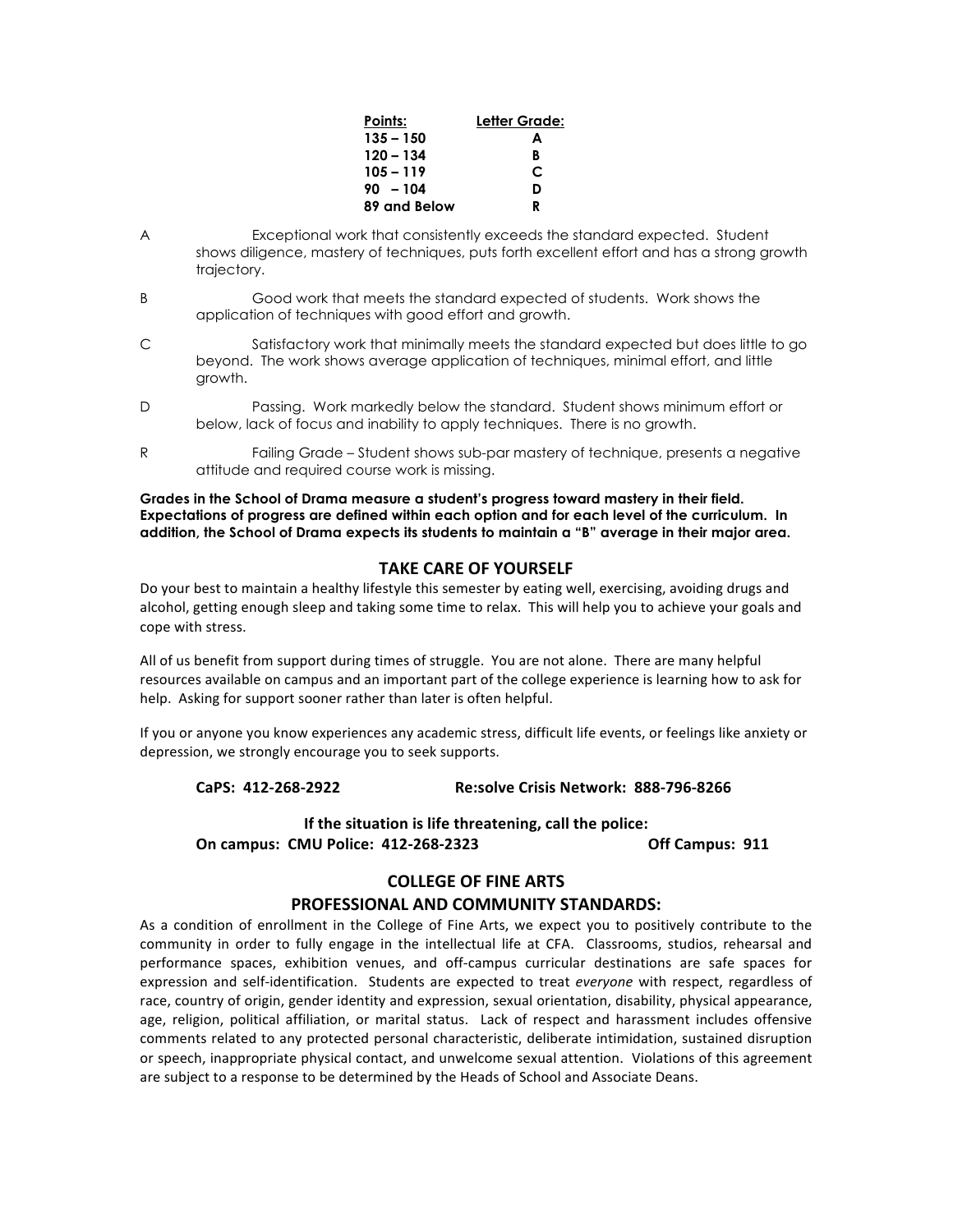| Points: | Letter Grade: |
| --- | --- |
| 135 – 150 | A |
| 120 – 134 | B |
| 105 – 119 | C |
| 90 – 104 | D |
| 89 and Below | R |

A Exceptional work that consistently exceeds the standard expected. Student shows diligence, mastery of techniques, puts forth excellent effort and has a strong growth trajectory.

B Good work that meets the standard expected of students. Work shows the application of techniques with good effort and growth.

C Satisfactory work that minimally meets the standard expected but does little to go beyond. The work shows average application of techniques, minimal effort, and little growth.

D Passing. Work markedly below the standard. Student shows minimum effort or below, lack of focus and inability to apply techniques. There is no growth.

R Failing Grade – Student shows sub-par mastery of technique, presents a negative attitude and required course work is missing.

**Grades in the School of Drama measure a student's progress toward mastery in their field. Expectations of progress are defined within each option and for each level of the curriculum. In addition, the School of Drama expects its students to maintain a "B" average in their major area.**

## TAKE CARE OF YOURSELF

Do your best to maintain a healthy lifestyle this semester by eating well, exercising, avoiding drugs and alcohol, getting enough sleep and taking some time to relax. This will help you to achieve your goals and cope with stress.

All of us benefit from support during times of struggle. You are not alone. There are many helpful resources available on campus and an important part of the college experience is learning how to ask for help. Asking for support sooner rather than later is often helpful.

If you or anyone you know experiences any academic stress, difficult life events, or feelings like anxiety or depression, we strongly encourage you to seek supports.

**CaPS: 412-268-2922** **Re:solve Crisis Network: 888-796-8266**

**If the situation is life threatening, call the police:**
**On campus: CMU Police: 412-268-2323** **Off Campus: 911**

## COLLEGE OF FINE ARTS
## PROFESSIONAL AND COMMUNITY STANDARDS:

As a condition of enrollment in the College of Fine Arts, we expect you to positively contribute to the community in order to fully engage in the intellectual life at CFA. Classrooms, studios, rehearsal and performance spaces, exhibition venues, and off-campus curricular destinations are safe spaces for expression and self-identification. Students are expected to treat *everyone* with respect, regardless of race, country of origin, gender identity and expression, sexual orientation, disability, physical appearance, age, religion, political affiliation, or marital status. Lack of respect and harassment includes offensive comments related to any protected personal characteristic, deliberate intimidation, sustained disruption or speech, inappropriate physical contact, and unwelcome sexual attention. Violations of this agreement are subject to a response to be determined by the Heads of School and Associate Deans.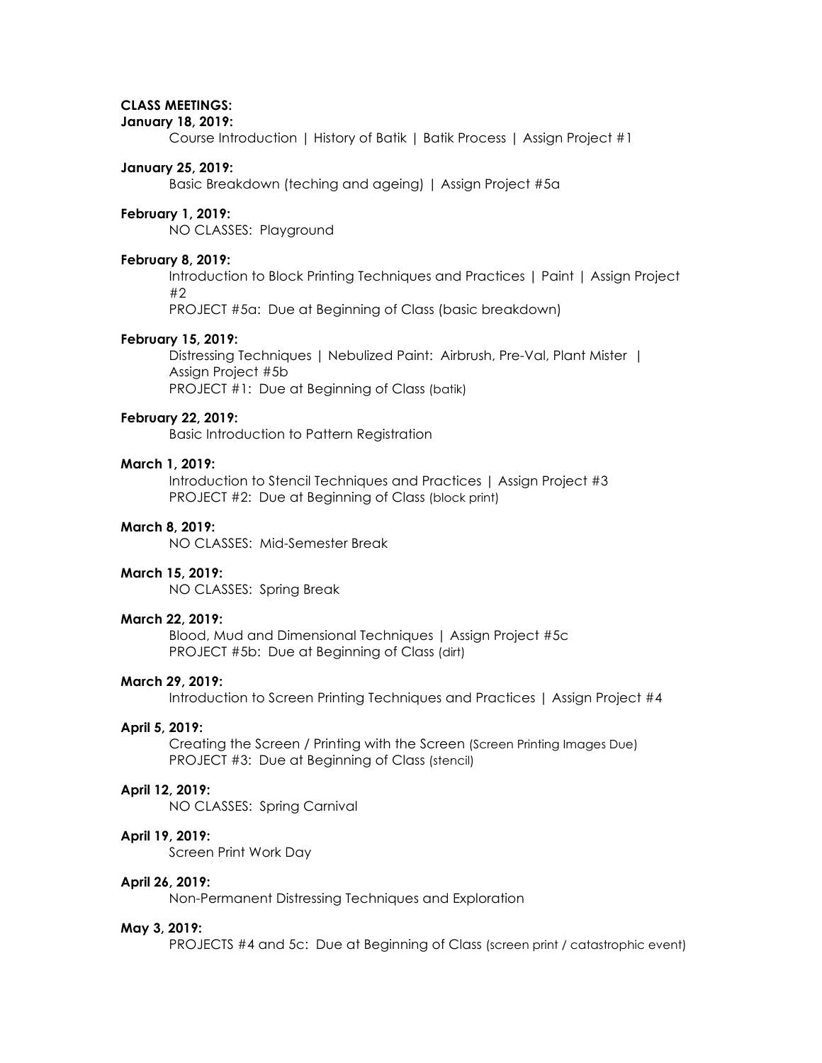**CLASS MEETINGS:**

**January 18, 2019:**

Course Introduction | History of Batik | Batik Process | Assign Project #1

**January 25, 2019:**

Basic Breakdown (teching and ageing) | Assign Project #5a

**February 1, 2019:**

NO CLASSES: Playground

**February 8, 2019:**

Introduction to Block Printing Techniques and Practices | Paint | Assign Project #2

PROJECT #5a: Due at Beginning of Class (basic breakdown)

**February 15, 2019:**

Distressing Techniques | Nebulized Paint: Airbrush, Pre-Val, Plant Mister | Assign Project #5b

PROJECT #1: Due at Beginning of Class (batik)

**February 22, 2019:**

Basic Introduction to Pattern Registration

**March 1, 2019:**

Introduction to Stencil Techniques and Practices | Assign Project #3

PROJECT #2: Due at Beginning of Class (block print)

**March 8, 2019:**

NO CLASSES: Mid-Semester Break

**March 15, 2019:**

NO CLASSES: Spring Break

**March 22, 2019:**

Blood, Mud and Dimensional Techniques | Assign Project #5c

PROJECT #5b: Due at Beginning of Class (dirt)

**March 29, 2019:**

Introduction to Screen Printing Techniques and Practices | Assign Project #4

**April 5, 2019:**

Creating the Screen / Printing with the Screen (Screen Printing Images Due)

PROJECT #3: Due at Beginning of Class (stencil)

**April 12, 2019:**

NO CLASSES: Spring Carnival

**April 19, 2019:**

Screen Print Work Day

**April 26, 2019:**

Non-Permanent Distressing Techniques and Exploration

**May 3, 2019:**

PROJECTS #4 and 5c: Due at Beginning of Class (screen print / catastrophic event)